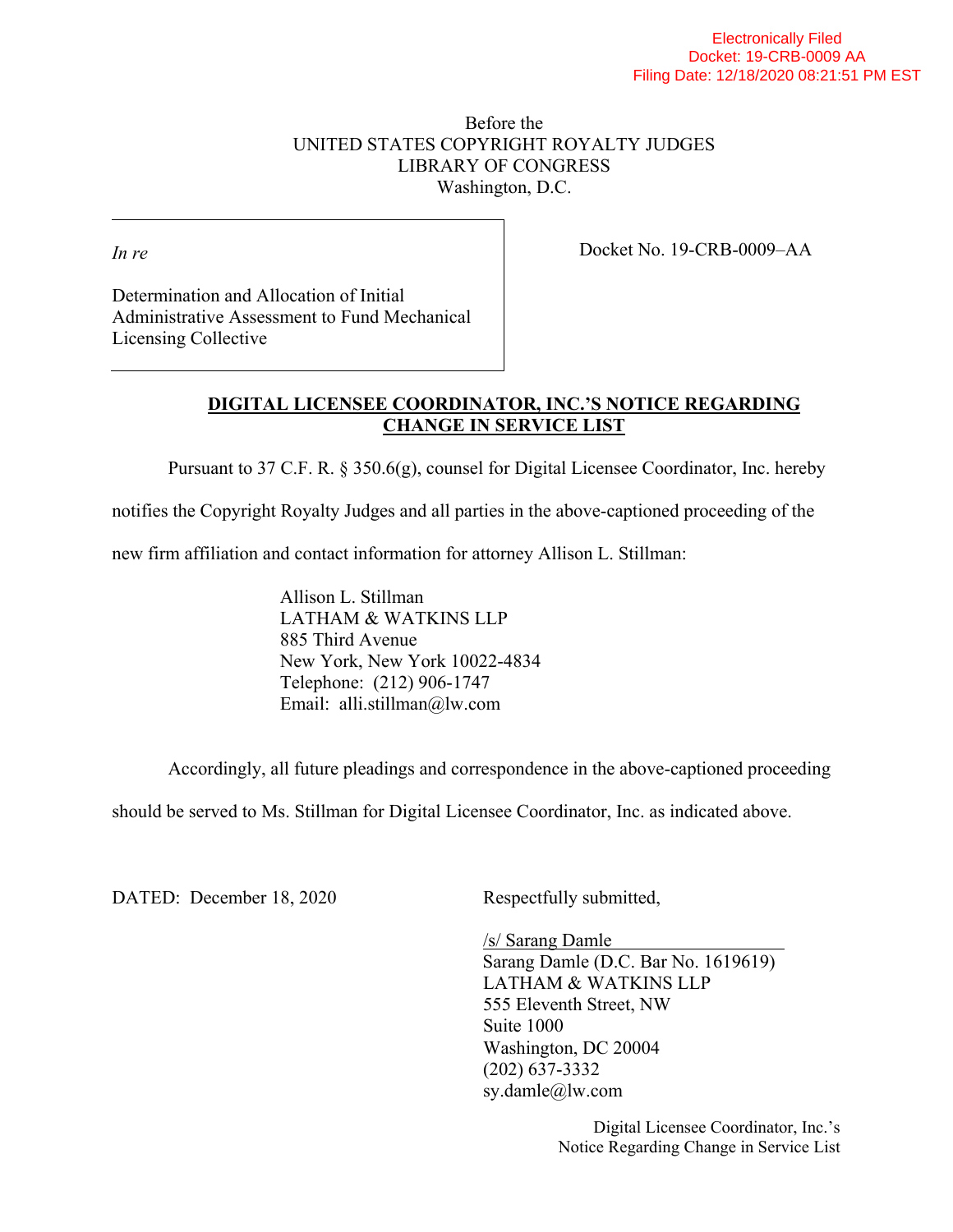Electronically Filed
Docket: 19-CRB-0009 AA
Filing Date: 12/18/2020 08:21:51 PM EST

Before the
UNITED STATES COPYRIGHT ROYALTY JUDGES
LIBRARY OF CONGRESS
Washington, D.C.

*In re*

Determination and Allocation of Initial Administrative Assessment to Fund Mechanical Licensing Collective

Docket No. 19-CRB-0009–AA

**DIGITAL LICENSEE COORDINATOR, INC.'S NOTICE REGARDING CHANGE IN SERVICE LIST**

Pursuant to 37 C.F. R. § 350.6(g), counsel for Digital Licensee Coordinator, Inc. hereby notifies the Copyright Royalty Judges and all parties in the above-captioned proceeding of the new firm affiliation and contact information for attorney Allison L. Stillman:

Allison L. Stillman
LATHAM & WATKINS LLP
885 Third Avenue
New York, New York 10022-4834
Telephone: (212) 906-1747
Email: alli.stillman@lw.com

Accordingly, all future pleadings and correspondence in the above-captioned proceeding should be served to Ms. Stillman for Digital Licensee Coordinator, Inc. as indicated above.

DATED: December 18, 2020

Respectfully submitted,

/s/ Sarang Damle
Sarang Damle (D.C. Bar No. 1619619)
LATHAM & WATKINS LLP
555 Eleventh Street, NW
Suite 1000
Washington, DC 20004
(202) 637-3332
sy.damle@lw.com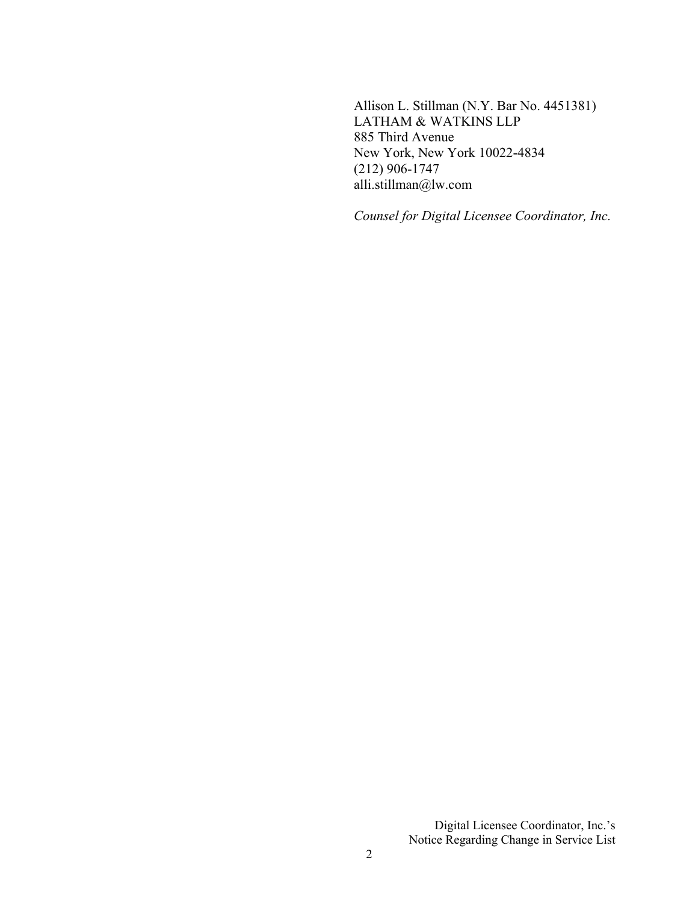Allison L. Stillman (N.Y. Bar No. 4451381)
LATHAM & WATKINS LLP
885 Third Avenue
New York, New York 10022-4834
(212) 906-1747
alli.stillman@lw.com

*Counsel for Digital Licensee Coordinator, Inc.*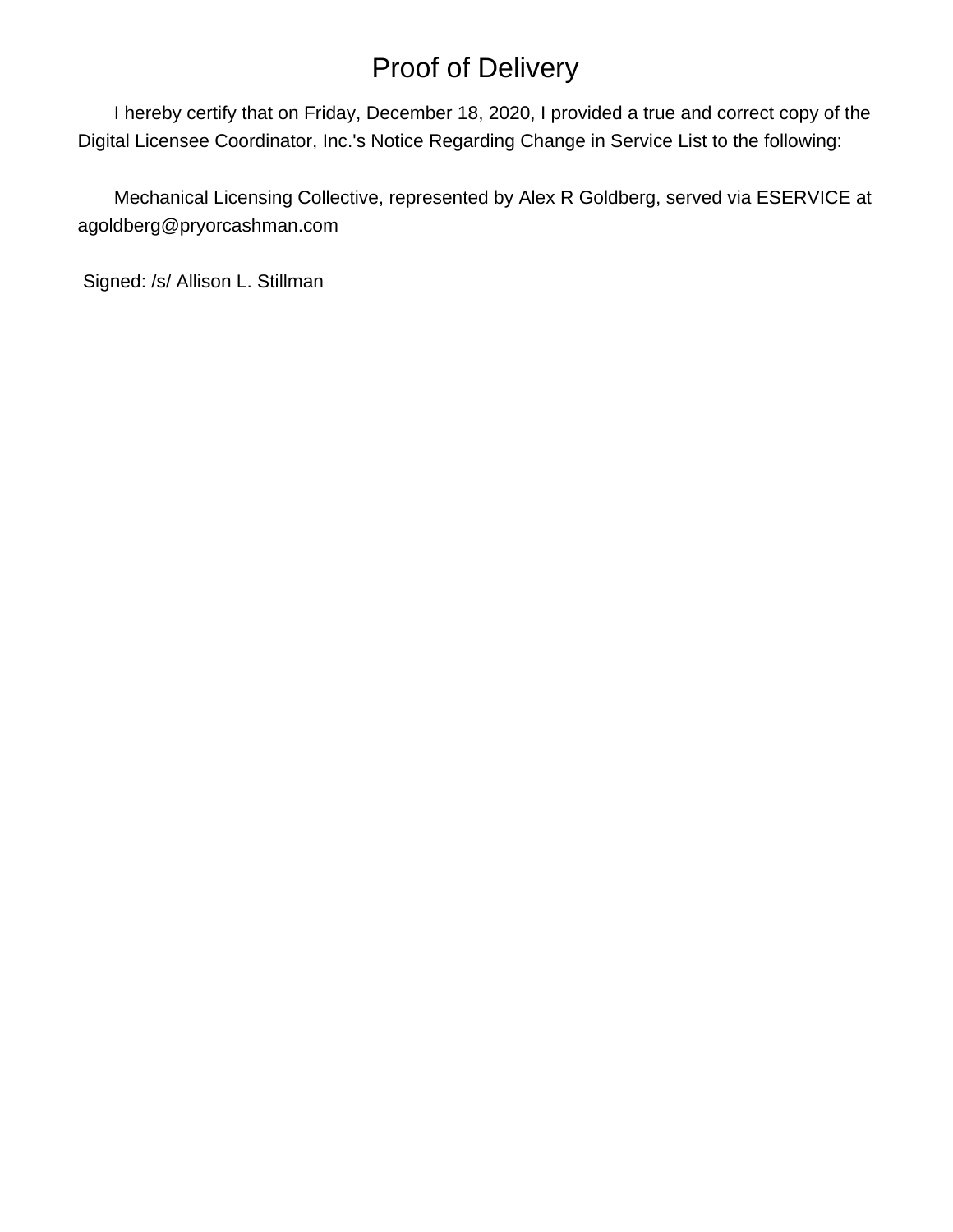# Proof of Delivery

I hereby certify that on Friday, December 18, 2020, I provided a true and correct copy of the Digital Licensee Coordinator, Inc.'s Notice Regarding Change in Service List to the following:

Mechanical Licensing Collective, represented by Alex R Goldberg, served via ESERVICE at agoldberg@pryorcashman.com

Signed: /s/ Allison L. Stillman